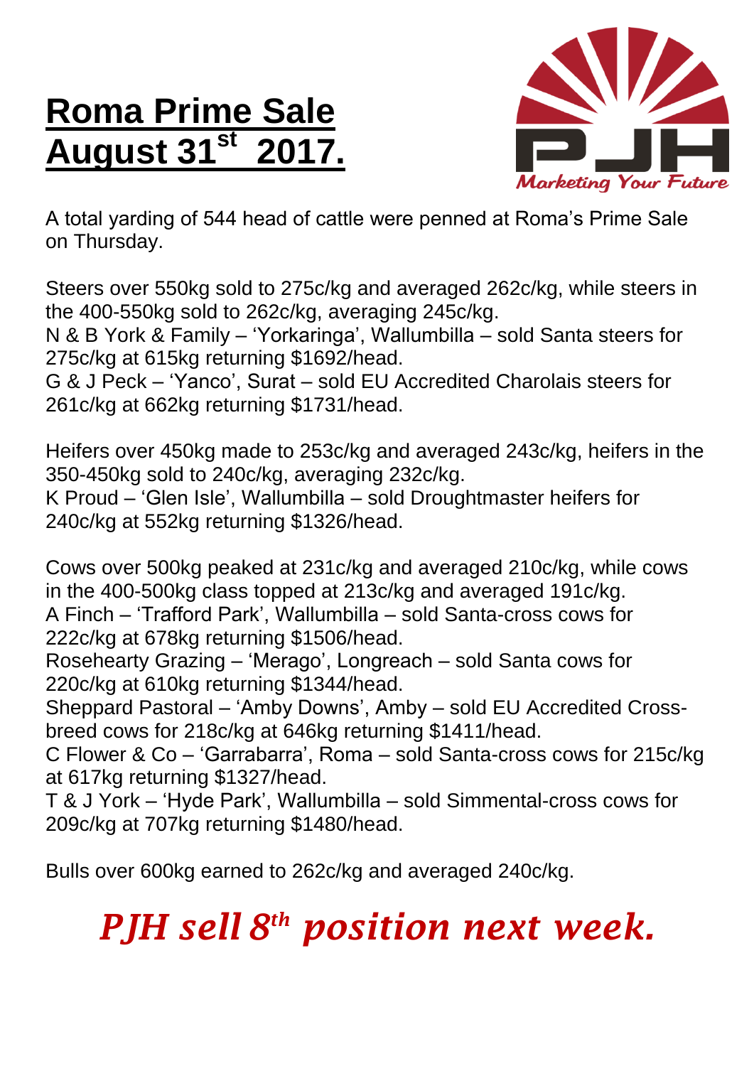# Roma Prime Sale August 31st 2017.

Marketing Your Future

A total yarding of 544 head of cattle were penned at Roma's Prime Sale on Thursday.

Steers over 550kg sold to 275c/kg and averaged 262c/kg, while steers in the 400-550kg sold to 262c/kg, averaging 245c/kg.
N & B York & Family – 'Yorkaringa', Wallumbilla – sold Santa steers for 275c/kg at 615kg returning $1692/head.
G & J Peck – 'Yanco', Surat – sold EU Accredited Charolais steers for 261c/kg at 662kg returning $1731/head.

Heifers over 450kg made to 253c/kg and averaged 243c/kg, heifers in the 350-450kg sold to 240c/kg, averaging 232c/kg.
K Proud – 'Glen Isle', Wallumbilla – sold Droughtmaster heifers for 240c/kg at 552kg returning $1326/head.

Cows over 500kg peaked at 231c/kg and averaged 210c/kg, while cows in the 400-500kg class topped at 213c/kg and averaged 191c/kg.
A Finch – 'Trafford Park', Wallumbilla – sold Santa-cross cows for 222c/kg at 678kg returning $1506/head.
Rosehearty Grazing – 'Merago', Longreach – sold Santa cows for 220c/kg at 610kg returning $1344/head.
Sheppard Pastoral – 'Amby Downs', Amby – sold EU Accredited Cross-breed cows for 218c/kg at 646kg returning $1411/head.
C Flower & Co – 'Garrabarra', Roma – sold Santa-cross cows for 215c/kg at 617kg returning $1327/head.
T & J York – 'Hyde Park', Wallumbilla – sold Simmental-cross cows for 209c/kg at 707kg returning $1480/head.

Bulls over 600kg earned to 262c/kg and averaged 240c/kg.

***PJH sell 8th position next week.***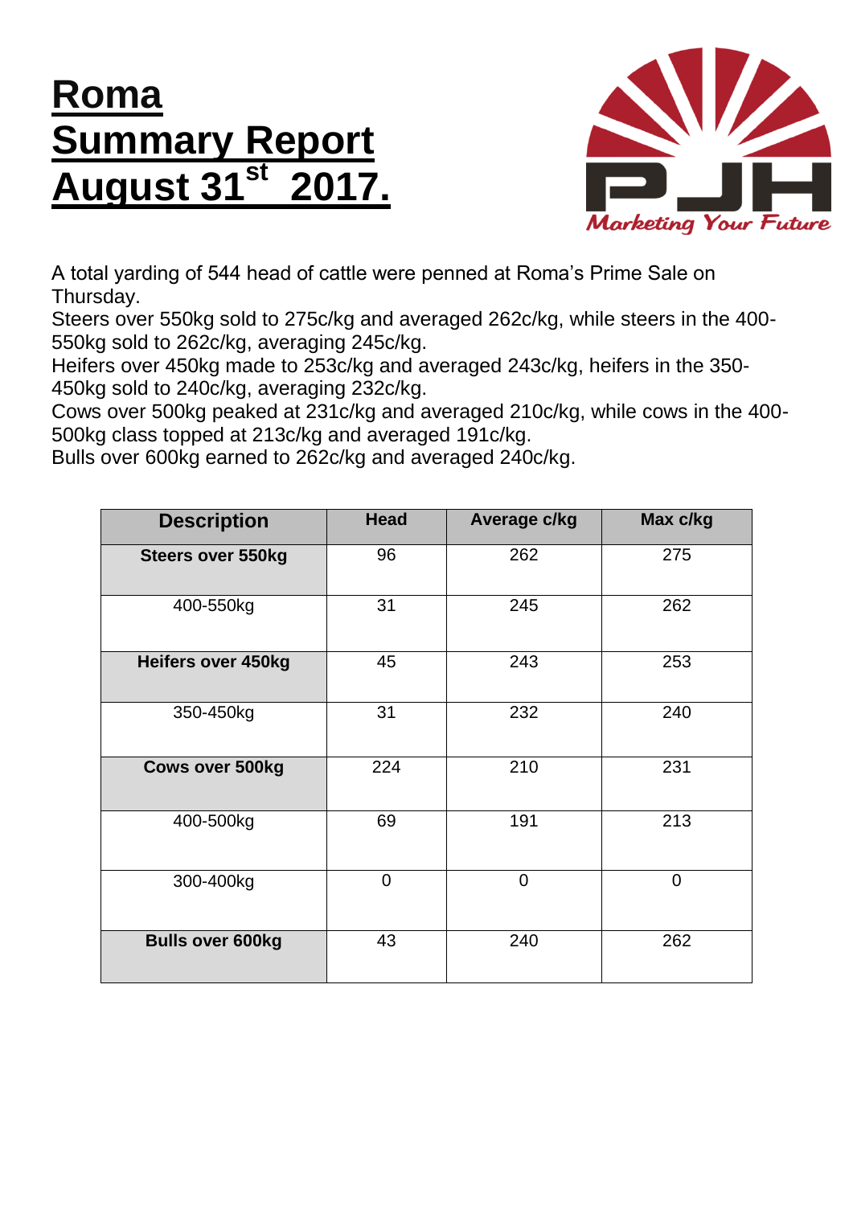# Roma Summary Report August 31st 2017.

Marketing Your Future

A total yarding of 544 head of cattle were penned at Roma's Prime Sale on Thursday.
Steers over 550kg sold to 275c/kg and averaged 262c/kg, while steers in the 400-550kg sold to 262c/kg, averaging 245c/kg.
Heifers over 450kg made to 253c/kg and averaged 243c/kg, heifers in the 350-450kg sold to 240c/kg, averaging 232c/kg.
Cows over 500kg peaked at 231c/kg and averaged 210c/kg, while cows in the 400-500kg class topped at 213c/kg and averaged 191c/kg.
Bulls over 600kg earned to 262c/kg and averaged 240c/kg.

| Description | Head | Average c/kg | Max c/kg |
|---|---|---|---|
| **Steers over 550kg** | 96 | 262 | 275 |
| 400-550kg | 31 | 245 | 262 |
| **Heifers over 450kg** | 45 | 243 | 253 |
| 350-450kg | 31 | 232 | 240 |
| **Cows over 500kg** | 224 | 210 | 231 |
| 400-500kg | 69 | 191 | 213 |
| 300-400kg | 0 | 0 | 0 |
| **Bulls over 600kg** | 43 | 240 | 262 |